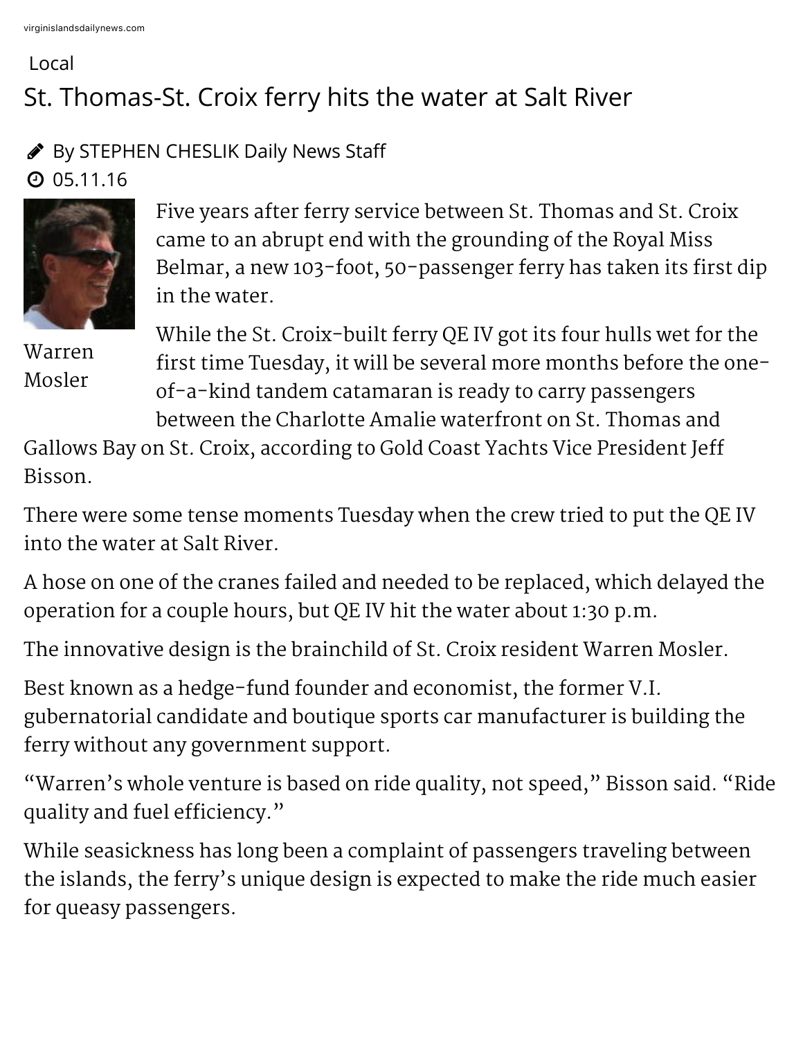Local

# St. Thomas-St. Croix ferry hits the water at Salt River

By STEPHEN CHESLIK Daily News Staff

05.11.16

Warren Mosler

Five years after ferry service between St. Thomas and St. Croix came to an abrupt end with the grounding of the Royal Miss Belmar, a new 103-foot, 50-passenger ferry has taken its first dip in the water.

While the St. Croix-built ferry QE IV got its four hulls wet for the first time Tuesday, it will be several more months before the one-of-a-kind tandem catamaran is ready to carry passengers between the Charlotte Amalie waterfront on St. Thomas and Gallows Bay on St. Croix, according to Gold Coast Yachts Vice President Jeff Bisson.

There were some tense moments Tuesday when the crew tried to put the QE IV into the water at Salt River.

A hose on one of the cranes failed and needed to be replaced, which delayed the operation for a couple hours, but QE IV hit the water about 1:30 p.m.

The innovative design is the brainchild of St. Croix resident Warren Mosler.

Best known as a hedge-fund founder and economist, the former V.I. gubernatorial candidate and boutique sports car manufacturer is building the ferry without any government support.

"Warren's whole venture is based on ride quality, not speed," Bisson said. "Ride quality and fuel efficiency."

While seasickness has long been a complaint of passengers traveling between the islands, the ferry's unique design is expected to make the ride much easier for queasy passengers.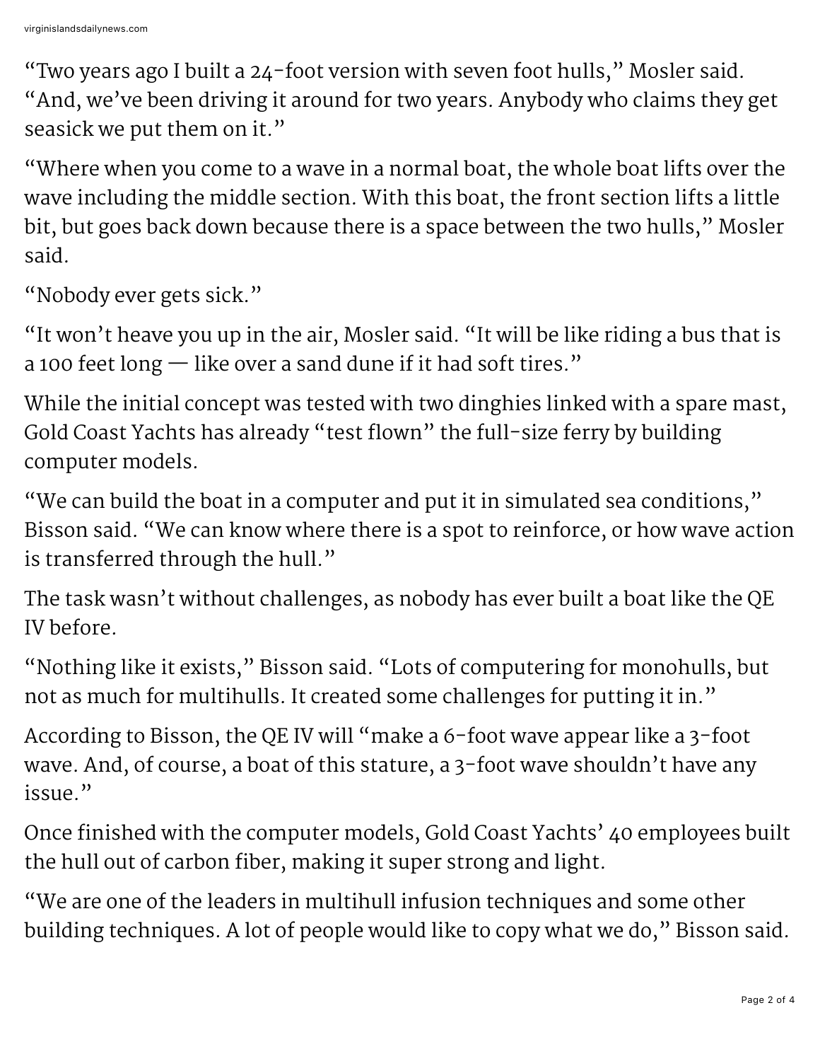"Two years ago I built a 24-foot version with seven foot hulls," Mosler said. "And, we've been driving it around for two years. Anybody who claims they get seasick we put them on it."

"Where when you come to a wave in a normal boat, the whole boat lifts over the wave including the middle section. With this boat, the front section lifts a little bit, but goes back down because there is a space between the two hulls," Mosler said.

"Nobody ever gets sick."

"It won't heave you up in the air, Mosler said. "It will be like riding a bus that is a 100 feet long — like over a sand dune if it had soft tires."

While the initial concept was tested with two dinghies linked with a spare mast, Gold Coast Yachts has already "test flown" the full-size ferry by building computer models.

"We can build the boat in a computer and put it in simulated sea conditions," Bisson said. "We can know where there is a spot to reinforce, or how wave action is transferred through the hull."

The task wasn't without challenges, as nobody has ever built a boat like the QE IV before.

"Nothing like it exists," Bisson said. "Lots of computering for monohulls, but not as much for multihulls. It created some challenges for putting it in."

According to Bisson, the QE IV will "make a 6-foot wave appear like a 3-foot wave. And, of course, a boat of this stature, a 3-foot wave shouldn't have any issue."

Once finished with the computer models, Gold Coast Yachts' 40 employees built the hull out of carbon fiber, making it super strong and light.

"We are one of the leaders in multihull infusion techniques and some other building techniques. A lot of people would like to copy what we do," Bisson said.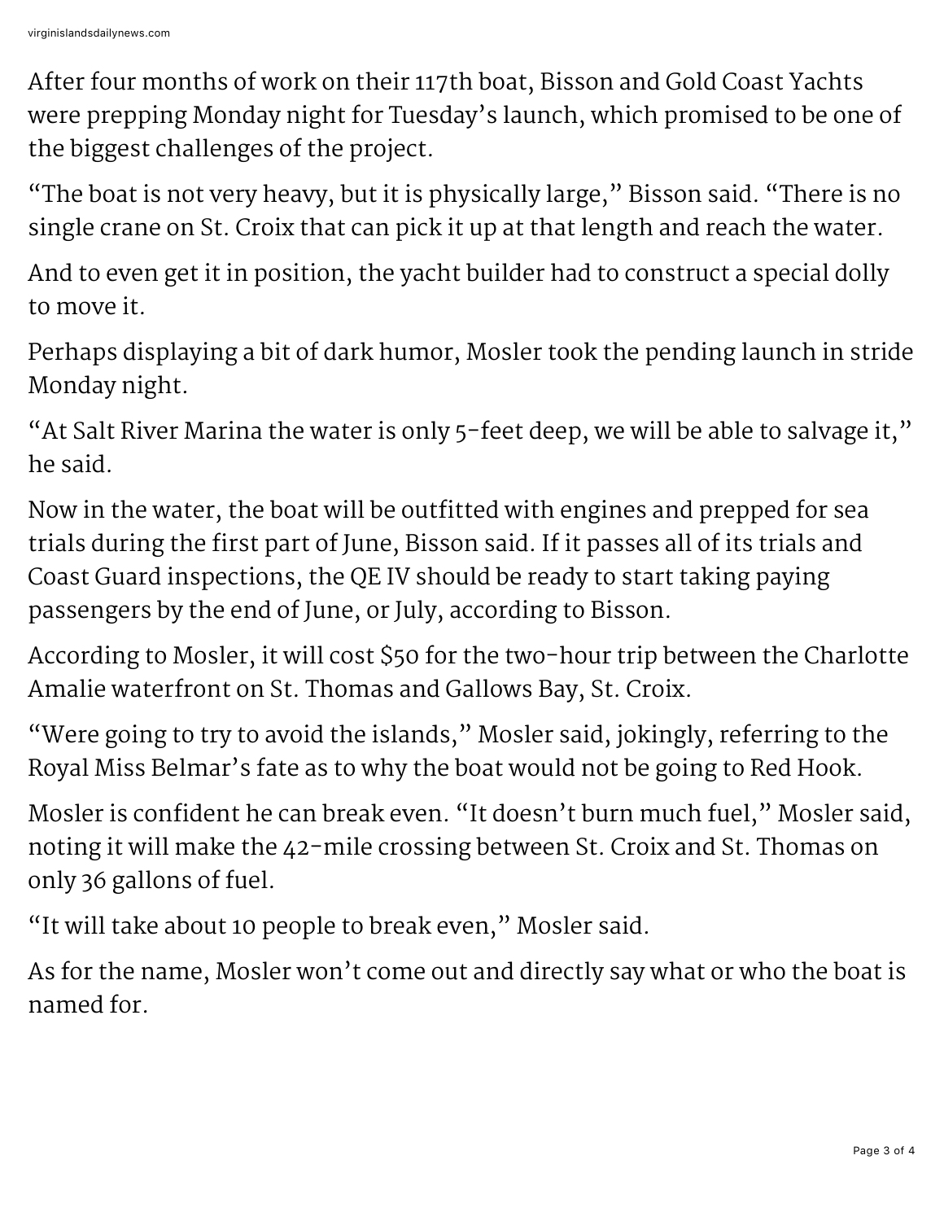After four months of work on their 117th boat, Bisson and Gold Coast Yachts were prepping Monday night for Tuesday's launch, which promised to be one of the biggest challenges of the project.

"The boat is not very heavy, but it is physically large," Bisson said. "There is no single crane on St. Croix that can pick it up at that length and reach the water.

And to even get it in position, the yacht builder had to construct a special dolly to move it.

Perhaps displaying a bit of dark humor, Mosler took the pending launch in stride Monday night.

"At Salt River Marina the water is only 5-feet deep, we will be able to salvage it," he said.

Now in the water, the boat will be outfitted with engines and prepped for sea trials during the first part of June, Bisson said. If it passes all of its trials and Coast Guard inspections, the QE IV should be ready to start taking paying passengers by the end of June, or July, according to Bisson.

According to Mosler, it will cost $50 for the two-hour trip between the Charlotte Amalie waterfront on St. Thomas and Gallows Bay, St. Croix.

"Were going to try to avoid the islands," Mosler said, jokingly, referring to the Royal Miss Belmar's fate as to why the boat would not be going to Red Hook.

Mosler is confident he can break even. "It doesn't burn much fuel," Mosler said, noting it will make the 42-mile crossing between St. Croix and St. Thomas on only 36 gallons of fuel.

"It will take about 10 people to break even," Mosler said.

As for the name, Mosler won't come out and directly say what or who the boat is named for.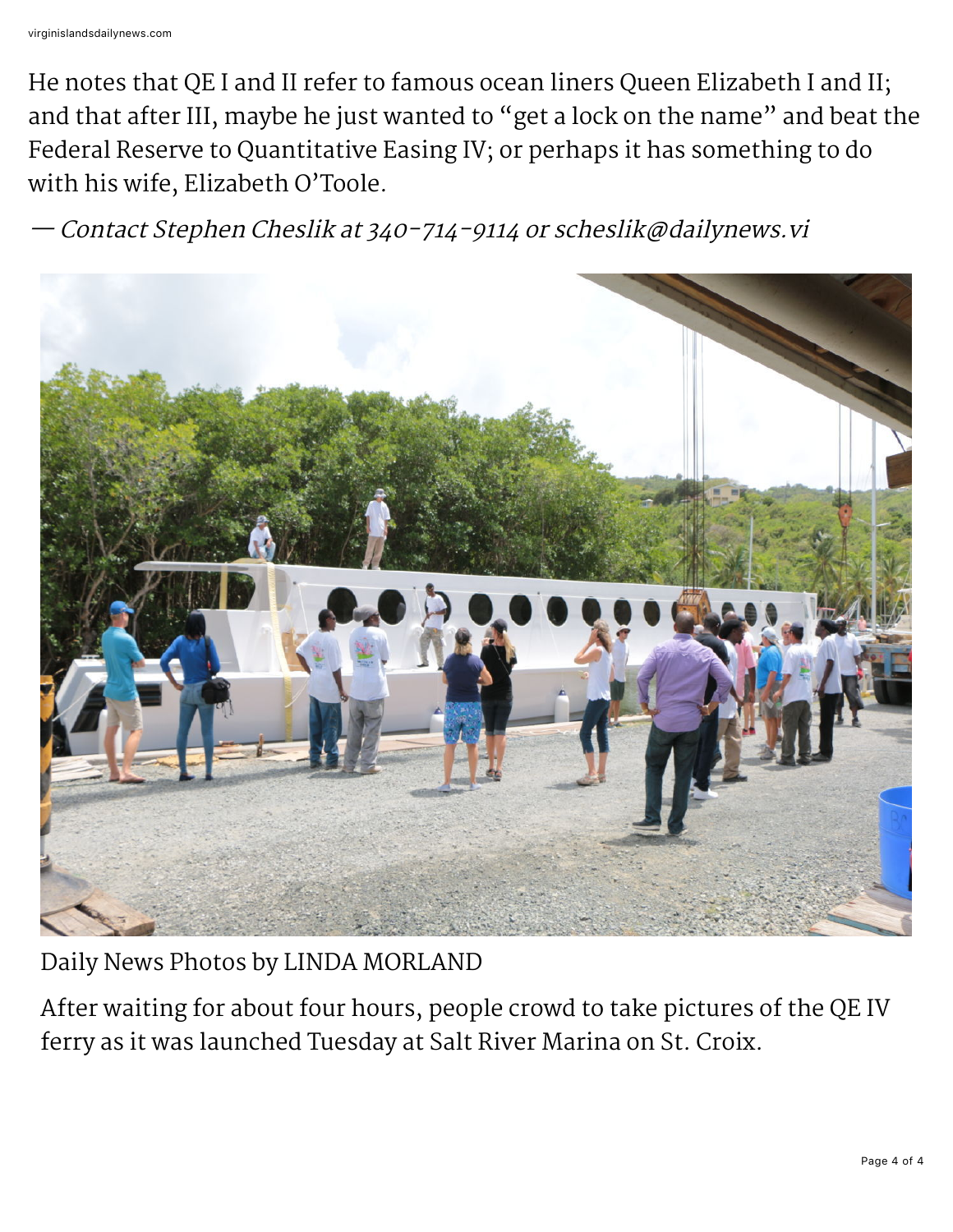He notes that QE I and II refer to famous ocean liners Queen Elizabeth I and II; and that after III, maybe he just wanted to "get a lock on the name" and beat the Federal Reserve to Quantitative Easing IV; or perhaps it has something to do with his wife, Elizabeth O'Toole.

*— Contact Stephen Cheslik at 340-714-9114 or scheslik@dailynews.vi*

Daily News Photos by LINDA MORLAND

After waiting for about four hours, people crowd to take pictures of the QE IV ferry as it was launched Tuesday at Salt River Marina on St. Croix.